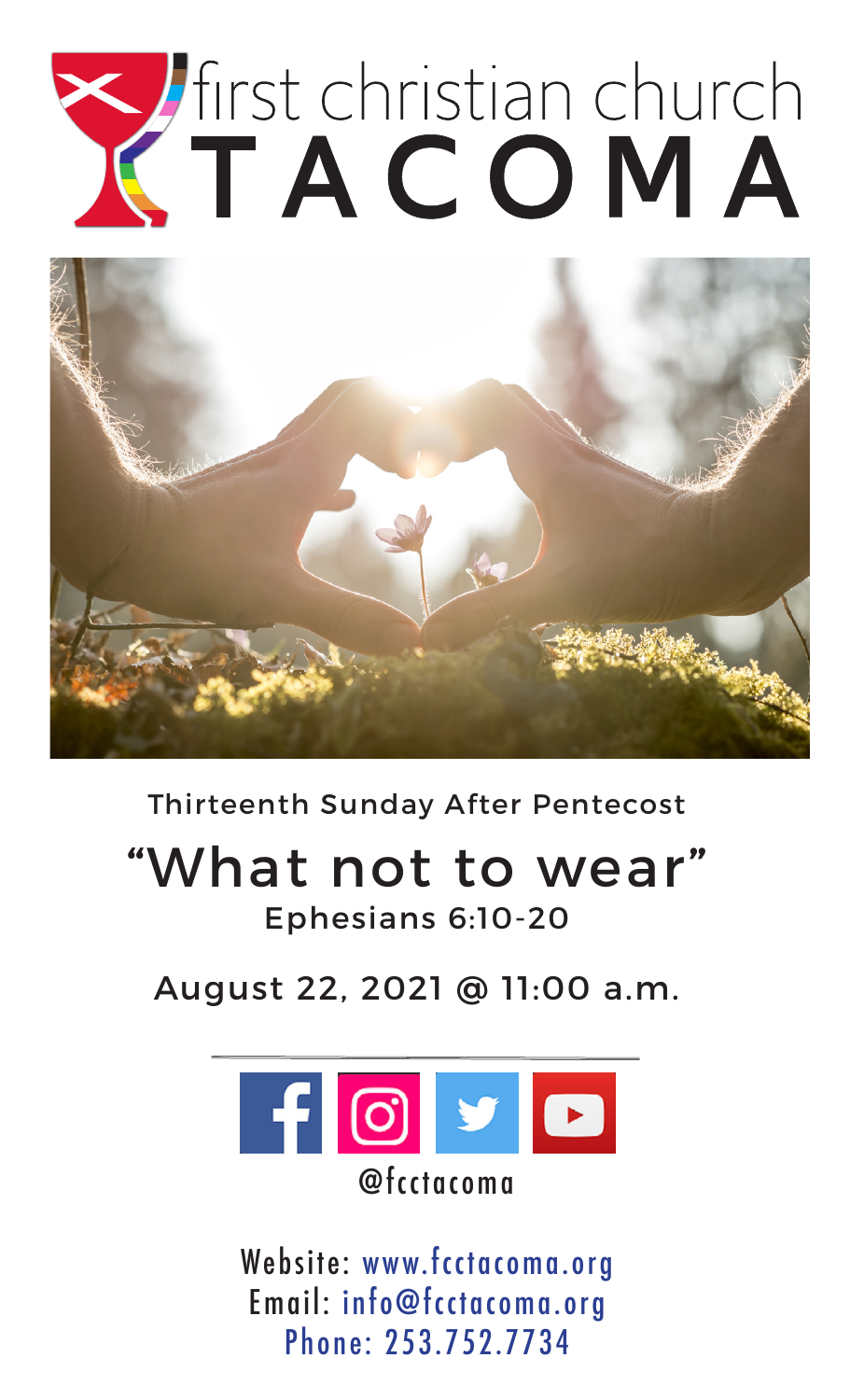# first christian church TACOMA

Thirteenth Sunday After Pentecost

## "What not to wear"

Ephesians 6:10-20

August 22, 2021 @ 11:00 a.m.

@fcctacoma

Website: www.fcctacoma.org
Email: info@fcctacoma.org
Phone: 253.752.7734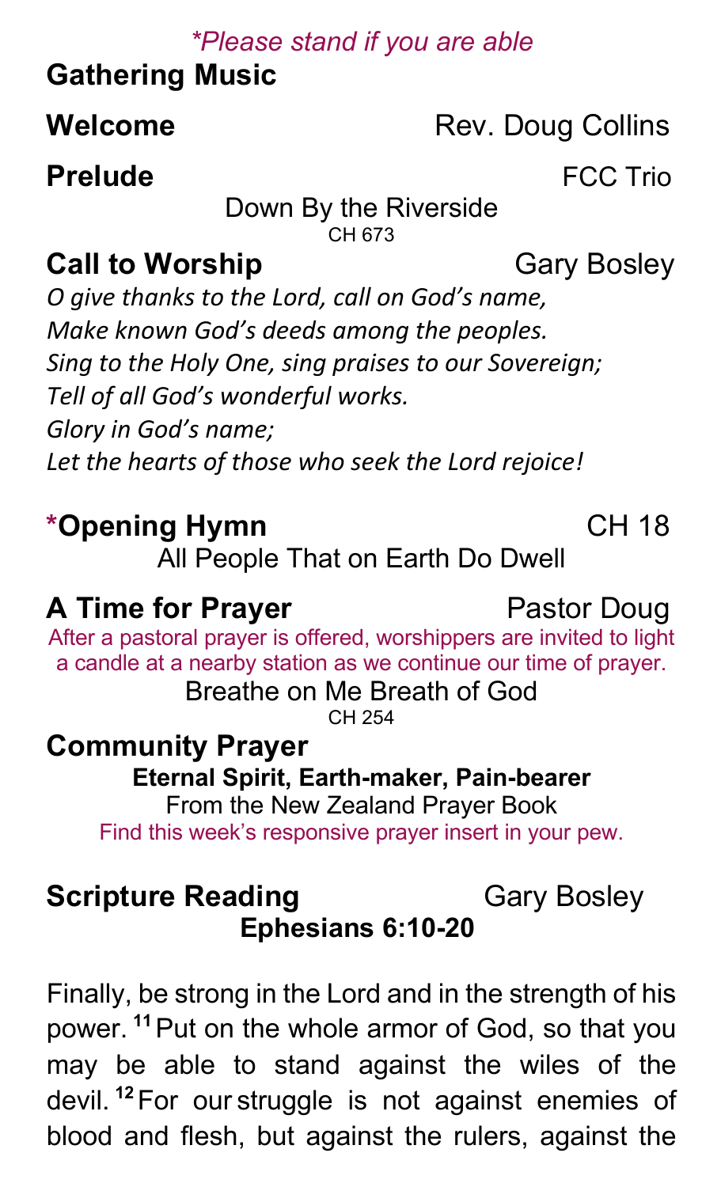*Please stand if you are able*

**Gathering Music**

**Welcome** Rev. Doug Collins

**Prelude** FCC Trio

Down By the Riverside
CH 673

**Call to Worship** Gary Bosley

*O give thanks to the Lord, call on God's name,*
*Make known God's deeds among the peoples.*
*Sing to the Holy One, sing praises to our Sovereign;*
*Tell of all God's wonderful works.*
*Glory in God's name;*
*Let the hearts of those who seek the Lord rejoice!*

**\*Opening Hymn** CH 18

All People That on Earth Do Dwell

**A Time for Prayer** Pastor Doug

After a pastoral prayer is offered, worshippers are invited to light a candle at a nearby station as we continue our time of prayer.

Breathe on Me Breath of God
CH 254

**Community Prayer**

**Eternal Spirit, Earth-maker, Pain-bearer**
From the New Zealand Prayer Book
Find this week's responsive prayer insert in your pew.

**Scripture Reading** Gary Bosley

**Ephesians 6:10-20**

Finally, be strong in the Lord and in the strength of his power. [11] Put on the whole armor of God, so that you may be able to stand against the wiles of the devil. [12] For our struggle is not against enemies of blood and flesh, but against the rulers, against the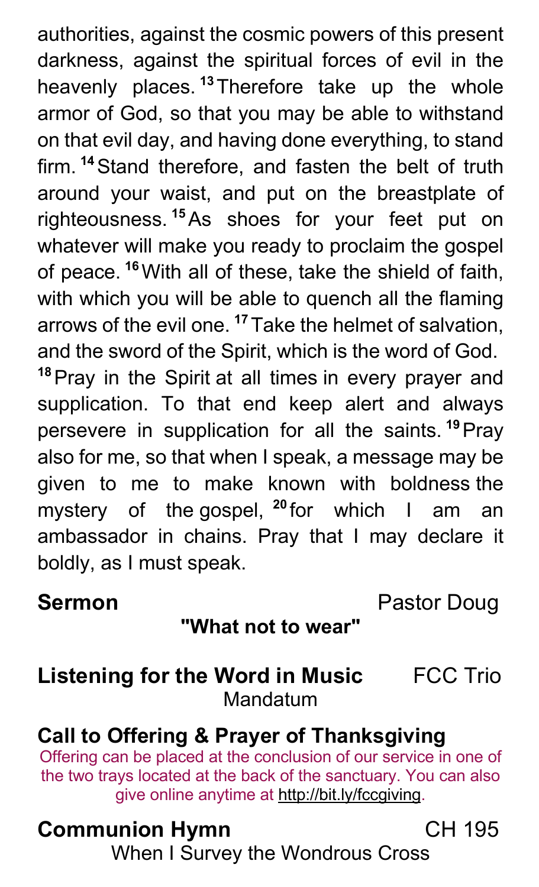authorities, against the cosmic powers of this present darkness, against the spiritual forces of evil in the heavenly places. [13] Therefore take up the whole armor of God, so that you may be able to withstand on that evil day, and having done everything, to stand firm. [14] Stand therefore, and fasten the belt of truth around your waist, and put on the breastplate of righteousness. [15] As shoes for your feet put on whatever will make you ready to proclaim the gospel of peace. [16] With all of these, take the shield of faith, with which you will be able to quench all the flaming arrows of the evil one. [17] Take the helmet of salvation, and the sword of the Spirit, which is the word of God. [18] Pray in the Spirit at all times in every prayer and supplication. To that end keep alert and always persevere in supplication for all the saints. [19] Pray also for me, so that when I speak, a message may be given to me to make known with boldness the mystery of the gospel, [20] for which I am an ambassador in chains. Pray that I may declare it boldly, as I must speak.

**Sermon** Pastor Doug

**"What not to wear"**

**Listening for the Word in Music** FCC Trio

Mandatum

**Call to Offering & Prayer of Thanksgiving**

Offering can be placed at the conclusion of our service in one of the two trays located at the back of the sanctuary. You can also give online anytime at http://bit.ly/fccgiving.

**Communion Hymn** CH 195

When I Survey the Wondrous Cross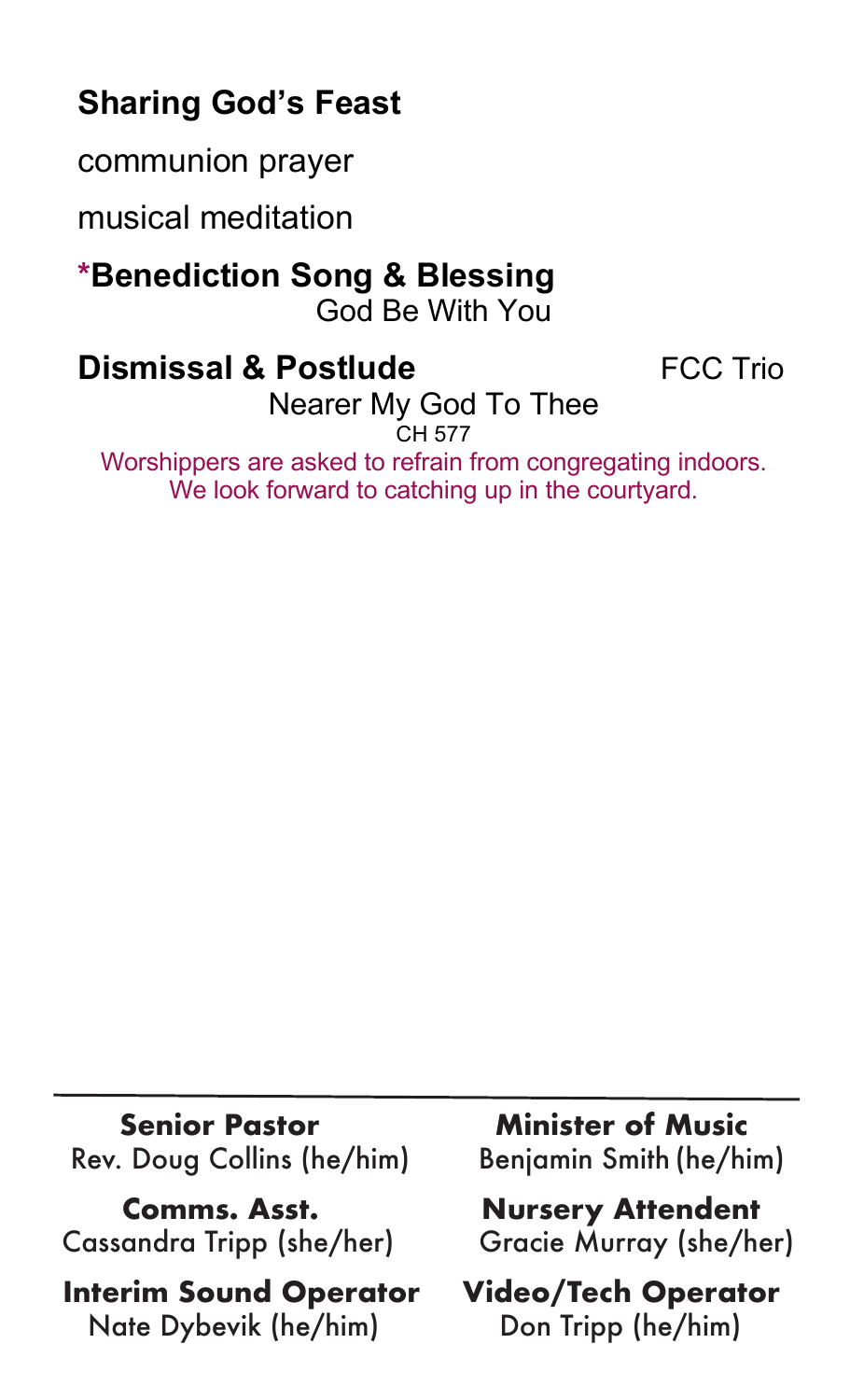**Sharing God's Feast**

communion prayer

musical meditation

***Benediction Song & Blessing**

God Be With You

**Dismissal & Postlude** FCC Trio

Nearer My God To Thee

CH 577

Worshippers are asked to refrain from congregating indoors.
We look forward to catching up in the courtyard.

---

**Senior Pastor**
Rev. Doug Collins (he/him)

**Minister of Music**
Benjamin Smith (he/him)

**Comms. Asst.**
Cassandra Tripp (she/her)

**Nursery Attendent**
Gracie Murray (she/her)

**Interim Sound Operator**
Nate Dybevik (he/him)

**Video/Tech Operator**
Don Tripp (he/him)